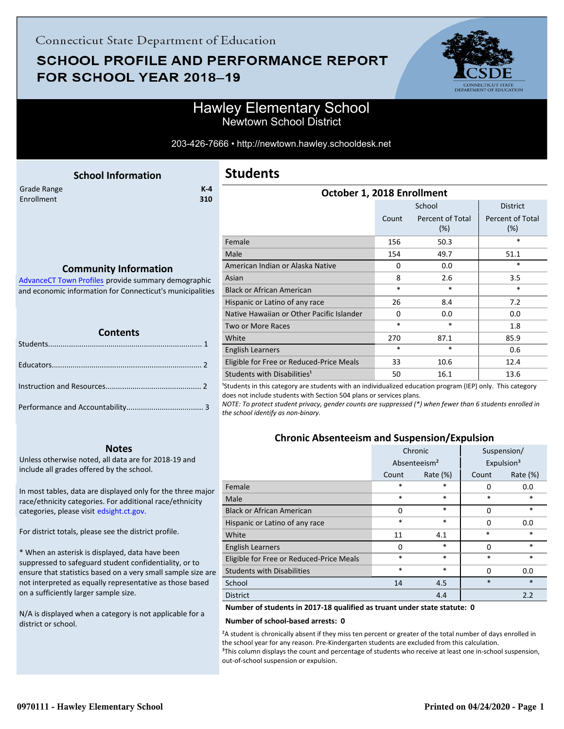Connecticut State Department of Education

# SCHOOL PROFILE AND PERFORMANCE REPORT FOR SCHOOL YEAR 2018–19

## Hawley Elementary School
Newtown School District

203-426-7666 • http://newtown.hawley.schooldesk.net

### School Information

| | |
|---|---|
| Grade Range | K-4 |
| Enrollment | 310 |

### Community Information

AdvanceCT Town Profiles provide summary demographic and economic information for Connecticut's municipalities

### Contents

Students........................................................................ 1

Educators...................................................................... 2

Instruction and Resources............................................. 2

Performance and Accountability.................................... 3

### Notes

Unless otherwise noted, all data are for 2018-19 and include all grades offered by the school.

In most tables, data are displayed only for the three major race/ethnicity categories. For additional race/ethnicity categories, please visit edsight.ct.gov.

For district totals, please see the district profile.

* When an asterisk is displayed, data have been suppressed to safeguard student confidentiality, or to ensure that statistics based on a very small sample size are not interpreted as equally representative as those based on a sufficiently larger sample size.

N/A is displayed when a category is not applicable for a district or school.

## Students

### October 1, 2018 Enrollment

| | School | | District |
|---|---|---|---|
| | Count | Percent of Total (%) | Percent of Total (%) |
| Female | 156 | 50.3 | * |
| Male | 154 | 49.7 | 51.1 |
| American Indian or Alaska Native | 0 | 0.0 | * |
| Asian | 8 | 2.6 | 3.5 |
| Black or African American | * | * | * |
| Hispanic or Latino of any race | 26 | 8.4 | 7.2 |
| Native Hawaiian or Other Pacific Islander | 0 | 0.0 | 0.0 |
| Two or More Races | * | * | 1.8 |
| White | 270 | 87.1 | 85.9 |
| English Learners | * | * | 0.6 |
| Eligible for Free or Reduced-Price Meals | 33 | 10.6 | 12.4 |
| Students with Disabilities[1] | 50 | 16.1 | 13.6 |

[1]Students in this category are students with an individualized education program (IEP) only. This category does not include students with Section 504 plans or services plans.

*NOTE: To protect student privacy, gender counts are suppressed (*) when fewer than 6 students enrolled in the school identify as non-binary.*

### Chronic Absenteeism and Suspension/Expulsion

| | Chronic Absenteeism[2] | | Suspension/ Expulsion[3] | |
|---|---|---|---|---|
| | Count | Rate (%) | Count | Rate (%) |
| Female | * | * | 0 | 0.0 |
| Male | * | * | * | * |
| Black or African American | 0 | * | 0 | * |
| Hispanic or Latino of any race | * | * | 0 | 0.0 |
| White | 11 | 4.1 | * | * |
| English Learners | 0 | * | 0 | * |
| Eligible for Free or Reduced-Price Meals | * | * | * | * |
| Students with Disabilities | * | * | 0 | 0.0 |
| School | 14 | 4.5 | * | * |
| District | | 4.4 | | 2.2 |

**Number of students in 2017-18 qualified as truant under state statute: 0**

**Number of school-based arrests: 0**

[2]A student is chronically absent if they miss ten percent or greater of the total number of days enrolled in the school year for any reason. Pre-Kindergarten students are excluded from this calculation.
[3]This column displays the count and percentage of students who receive at least one in-school suspension, out-of-school suspension or expulsion.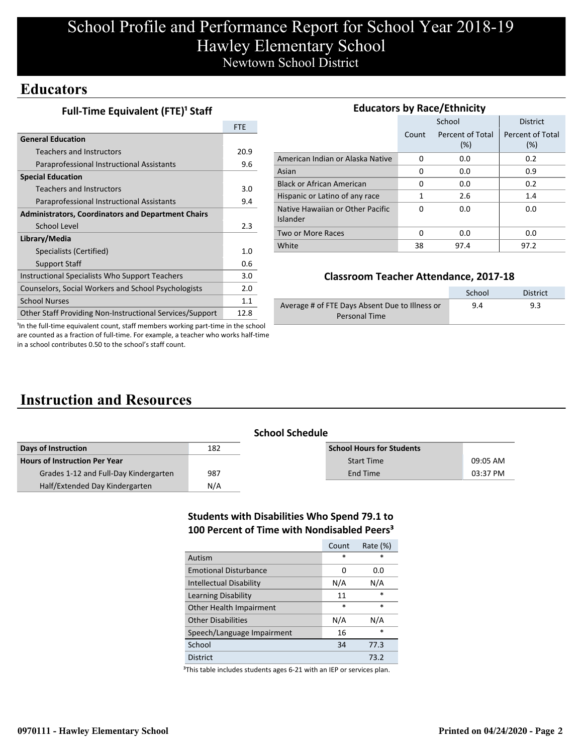# School Profile and Performance Report for School Year 2018-19
# Hawley Elementary School
## Newtown School District

## Educators

### Full-Time Equivalent (FTE)[1] Staff

| | FTE |
|---|---|
| **General Education** | |
| Teachers and Instructors | 20.9 |
| Paraprofessional Instructional Assistants | 9.6 |
| **Special Education** | |
| Teachers and Instructors | 3.0 |
| Paraprofessional Instructional Assistants | 9.4 |
| **Administrators, Coordinators and Department Chairs** | |
| School Level | 2.3 |
| **Library/Media** | |
| Specialists (Certified) | 1.0 |
| Support Staff | 0.6 |
| Instructional Specialists Who Support Teachers | 3.0 |
| Counselors, Social Workers and School Psychologists | 2.0 |
| School Nurses | 1.1 |
| Other Staff Providing Non-Instructional Services/Support | 12.8 |

[1]In the full-time equivalent count, staff members working part-time in the school are counted as a fraction of full-time. For example, a teacher who works half-time in a school contributes 0.50 to the school's staff count.

### Educators by Race/Ethnicity

| | School | | District |
|---|---|---|---|
| | Count | Percent of Total (%) | Percent of Total (%) |
| American Indian or Alaska Native | 0 | 0.0 | 0.2 |
| Asian | 0 | 0.0 | 0.9 |
| Black or African American | 0 | 0.0 | 0.2 |
| Hispanic or Latino of any race | 1 | 2.6 | 1.4 |
| Native Hawaiian or Other Pacific Islander | 0 | 0.0 | 0.0 |
| Two or More Races | 0 | 0.0 | 0.0 |
| White | 38 | 97.4 | 97.2 |

### Classroom Teacher Attendance, 2017-18

| | School | District |
|---|---|---|
| Average # of FTE Days Absent Due to Illness or Personal Time | 9.4 | 9.3 |

## Instruction and Resources

### School Schedule

| Days of Instruction | 182 |
|---|---|
| **Hours of Instruction Per Year** | |
| Grades 1-12 and Full-Day Kindergarten | 987 |
| Half/Extended Day Kindergarten | N/A |

| School Hours for Students | |
|---|---|
| Start Time | 09:05 AM |
| End Time | 03:37 PM |

### Students with Disabilities Who Spend 79.1 to 100 Percent of Time with Nondisabled Peers[3]

| | Count | Rate (%) |
|---|---|---|
| Autism | * | * |
| Emotional Disturbance | 0 | 0.0 |
| Intellectual Disability | N/A | N/A |
| Learning Disability | 11 | * |
| Other Health Impairment | * | * |
| Other Disabilities | N/A | N/A |
| Speech/Language Impairment | 16 | * |
| School | 34 | 77.3 |
| District | | 73.2 |

[3]This table includes students ages 6-21 with an IEP or services plan.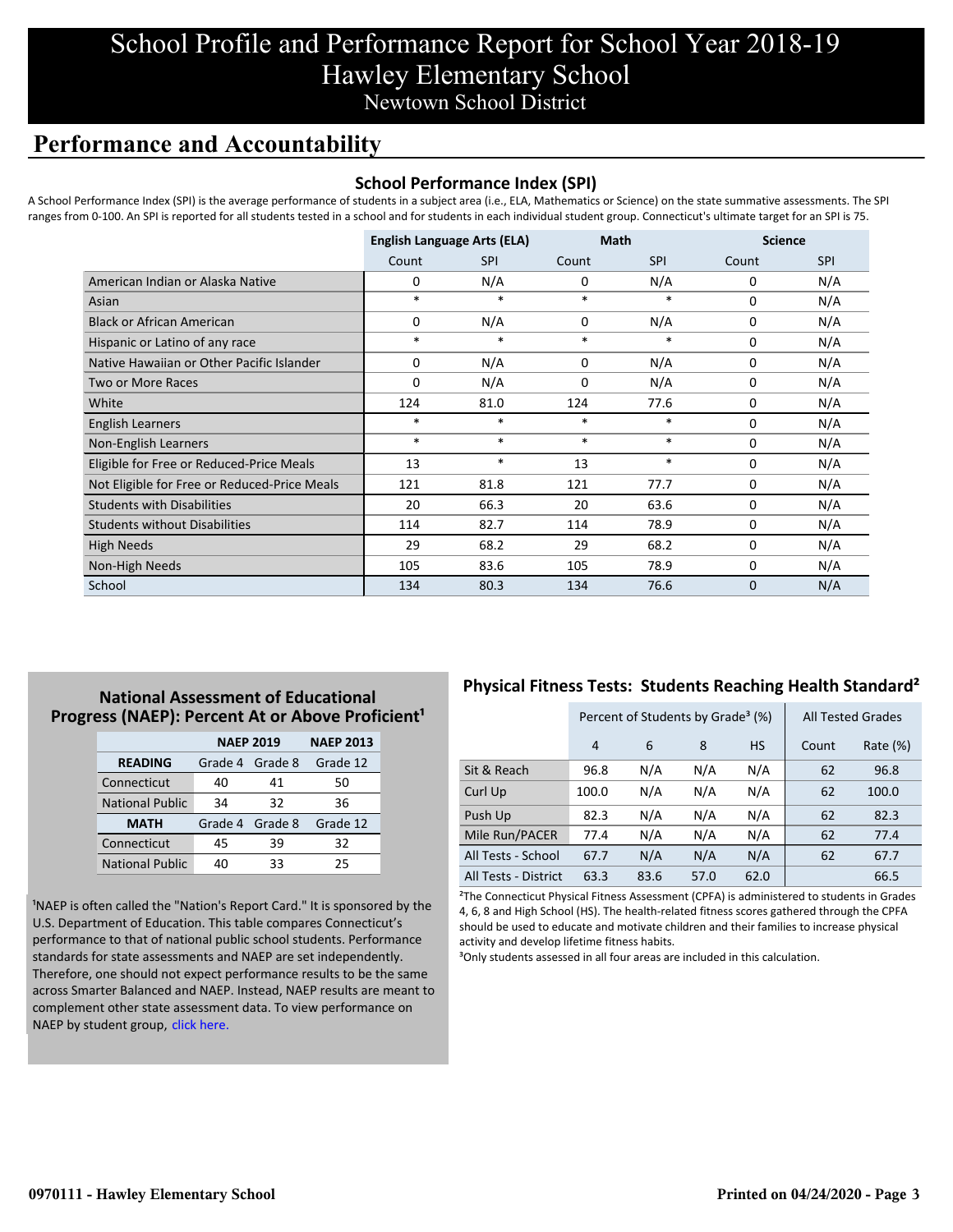# School Profile and Performance Report for School Year 2018-19
# Hawley Elementary School
## Newtown School District

## Performance and Accountability

### School Performance Index (SPI)

A School Performance Index (SPI) is the average performance of students in a subject area (i.e., ELA, Mathematics or Science) on the state summative assessments. The SPI ranges from 0-100. An SPI is reported for all students tested in a school and for students in each individual student group. Connecticut's ultimate target for an SPI is 75.

| | English Language Arts (ELA) | | Math | | Science | |
|---|---|---|---|---|---|---|
| | Count | SPI | Count | SPI | Count | SPI |
| American Indian or Alaska Native | 0 | N/A | 0 | N/A | 0 | N/A |
| Asian | * | * | * | * | 0 | N/A |
| Black or African American | 0 | N/A | 0 | N/A | 0 | N/A |
| Hispanic or Latino of any race | * | * | * | * | 0 | N/A |
| Native Hawaiian or Other Pacific Islander | 0 | N/A | 0 | N/A | 0 | N/A |
| Two or More Races | 0 | N/A | 0 | N/A | 0 | N/A |
| White | 124 | 81.0 | 124 | 77.6 | 0 | N/A |
| English Learners | * | * | * | * | 0 | N/A |
| Non-English Learners | * | * | * | * | 0 | N/A |
| Eligible for Free or Reduced-Price Meals | 13 | * | 13 | * | 0 | N/A |
| Not Eligible for Free or Reduced-Price Meals | 121 | 81.8 | 121 | 77.7 | 0 | N/A |
| Students with Disabilities | 20 | 66.3 | 20 | 63.6 | 0 | N/A |
| Students without Disabilities | 114 | 82.7 | 114 | 78.9 | 0 | N/A |
| High Needs | 29 | 68.2 | 29 | 68.2 | 0 | N/A |
| Non-High Needs | 105 | 83.6 | 105 | 78.9 | 0 | N/A |
| School | 134 | 80.3 | 134 | 76.6 | 0 | N/A |

### National Assessment of Educational Progress (NAEP): Percent At or Above Proficient[1]

| | NAEP 2019 | | NAEP 2013 |
|---|---|---|---|
| **READING** | Grade 4 | Grade 8 | Grade 12 |
| Connecticut | 40 | 41 | 50 |
| National Public | 34 | 32 | 36 |
| **MATH** | Grade 4 | Grade 8 | Grade 12 |
| Connecticut | 45 | 39 | 32 |
| National Public | 40 | 33 | 25 |

[1]NAEP is often called the "Nation's Report Card." It is sponsored by the U.S. Department of Education. This table compares Connecticut's performance to that of national public school students. Performance standards for state assessments and NAEP are set independently. Therefore, one should not expect performance results to be the same across Smarter Balanced and NAEP. Instead, NAEP results are meant to complement other state assessment data. To view performance on NAEP by student group, click here.

### Physical Fitness Tests: Students Reaching Health Standard[2]

| | Percent of Students by Grade[3] (%) | | | | All Tested Grades | |
|---|---|---|---|---|---|---|
| | 4 | 6 | 8 | HS | Count | Rate (%) |
| Sit & Reach | 96.8 | N/A | N/A | N/A | 62 | 96.8 |
| Curl Up | 100.0 | N/A | N/A | N/A | 62 | 100.0 |
| Push Up | 82.3 | N/A | N/A | N/A | 62 | 82.3 |
| Mile Run/PACER | 77.4 | N/A | N/A | N/A | 62 | 77.4 |
| All Tests - School | 67.7 | N/A | N/A | N/A | 62 | 67.7 |
| All Tests - District | 63.3 | 83.6 | 57.0 | 62.0 | | 66.5 |

[2]The Connecticut Physical Fitness Assessment (CPFA) is administered to students in Grades 4, 6, 8 and High School (HS). The health-related fitness scores gathered through the CPFA should be used to educate and motivate children and their families to increase physical activity and develop lifetime fitness habits.

[3]Only students assessed in all four areas are included in this calculation.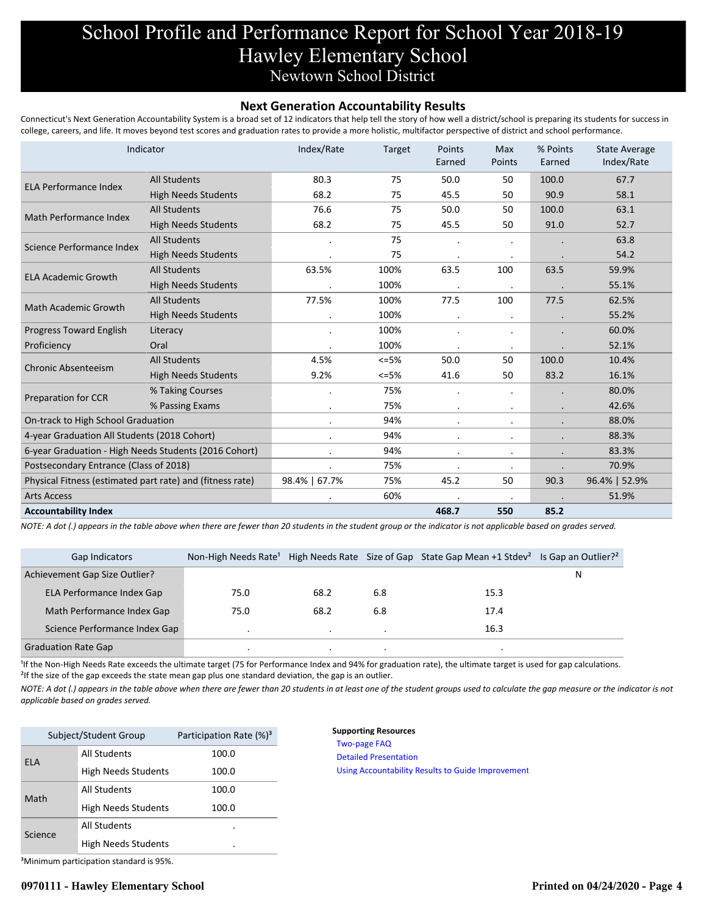# School Profile and Performance Report for School Year 2018-19
# Hawley Elementary School
## Newtown School District

### Next Generation Accountability Results

Connecticut's Next Generation Accountability System is a broad set of 12 indicators that help tell the story of how well a district/school is preparing its students for success in college, careers, and life. It moves beyond test scores and graduation rates to provide a more holistic, multifactor perspective of district and school performance.

| Indicator | | Index/Rate | Target | Points Earned | Max Points | % Points Earned | State Average Index/Rate |
|---|---|---|---|---|---|---|---|
| ELA Performance Index | All Students | 80.3 | 75 | 50.0 | 50 | 100.0 | 67.7 |
| | High Needs Students | 68.2 | 75 | 45.5 | 50 | 90.9 | 58.1 |
| Math Performance Index | All Students | 76.6 | 75 | 50.0 | 50 | 100.0 | 63.1 |
| | High Needs Students | 68.2 | 75 | 45.5 | 50 | 91.0 | 52.7 |
| Science Performance Index | All Students | . | 75 | . | . | . | 63.8 |
| | High Needs Students | . | 75 | . | . | . | 54.2 |
| ELA Academic Growth | All Students | 63.5% | 100% | 63.5 | 100 | 63.5 | 59.9% |
| | High Needs Students | . | 100% | . | . | . | 55.1% |
| Math Academic Growth | All Students | 77.5% | 100% | 77.5 | 100 | 77.5 | 62.5% |
| | High Needs Students | . | 100% | . | . | . | 55.2% |
| Progress Toward English Proficiency | Literacy | . | 100% | . | . | . | 60.0% |
| | Oral | . | 100% | . | . | . | 52.1% |
| Chronic Absenteeism | All Students | 4.5% | <=5% | 50.0 | 50 | 100.0 | 10.4% |
| | High Needs Students | 9.2% | <=5% | 41.6 | 50 | 83.2 | 16.1% |
| Preparation for CCR | % Taking Courses | . | 75% | . | . | . | 80.0% |
| | % Passing Exams | . | 75% | . | . | . | 42.6% |
| On-track to High School Graduation | | . | 94% | . | . | . | 88.0% |
| 4-year Graduation All Students (2018 Cohort) | | . | 94% | . | . | . | 88.3% |
| 6-year Graduation - High Needs Students (2016 Cohort) | | . | 94% | . | . | . | 83.3% |
| Postsecondary Entrance (Class of 2018) | | . | 75% | . | . | . | 70.9% |
| Physical Fitness (estimated part rate) and (fitness rate) | | 98.4% \| 67.7% | 75% | 45.2 | 50 | 90.3 | 96.4% \| 52.9% |
| Arts Access | | . | 60% | . | . | . | 51.9% |
| **Accountability Index** | | | | **468.7** | **550** | **85.2** | |

*NOTE: A dot (.) appears in the table above when there are fewer than 20 students in the student group or the indicator is not applicable based on grades served.*

| Gap Indicators | Non-High Needs Rate[1] | High Needs Rate | Size of Gap | State Gap Mean +1 Stdev[2] | Is Gap an Outlier?[2] |
|---|---|---|---|---|---|
| Achievement Gap Size Outlier? | | | | | N |
| ELA Performance Index Gap | 75.0 | 68.2 | 6.8 | 15.3 | |
| Math Performance Index Gap | 75.0 | 68.2 | 6.8 | 17.4 | |
| Science Performance Index Gap | . | . | . | 16.3 | |
| Graduation Rate Gap | . | . | . | . | |

[1]If the Non-High Needs Rate exceeds the ultimate target (75 for Performance Index and 94% for graduation rate), the ultimate target is used for gap calculations.
[2]If the size of the gap exceeds the state mean gap plus one standard deviation, the gap is an outlier.

*NOTE: A dot (.) appears in the table above when there are fewer than 20 students in at least one of the student groups used to calculate the gap measure or the indicator is not applicable based on grades served.*

| Subject/Student Group | | Participation Rate (%)[3] |
|---|---|---|
| ELA | All Students | 100.0 |
| | High Needs Students | 100.0 |
| Math | All Students | 100.0 |
| | High Needs Students | 100.0 |
| Science | All Students | . |
| | High Needs Students | . |

[3]Minimum participation standard is 95%.

**Supporting Resources**

- Two-page FAQ
- Detailed Presentation
- Using Accountability Results to Guide Improvement

**0970111 - Hawley Elementary School**